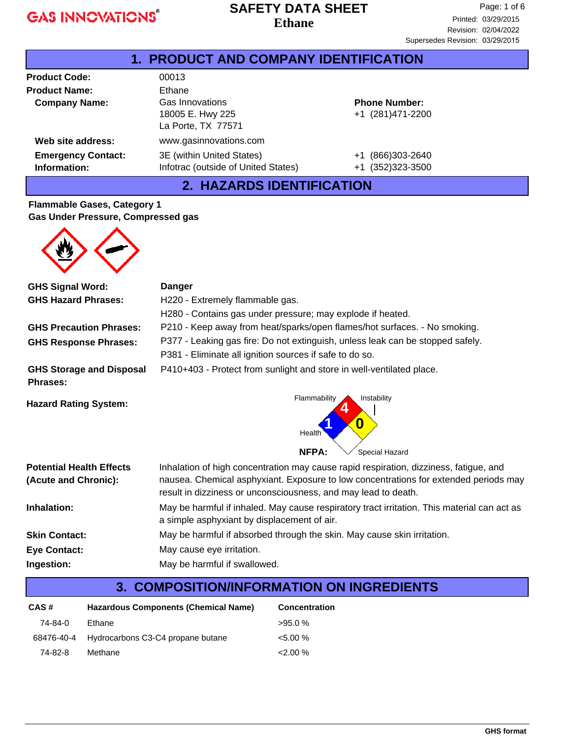# SAFETY DATA SHEET
## Ethane

Printed: 03/29/2015
Revision: 02/04/2022
Supersedes Revision: 03/29/2015

## 1. PRODUCT AND COMPANY IDENTIFICATION

**Product Code:** 00013

**Product Name:** Ethane

**Company Name:** Gas Innovations
18005 E. Hwy 225
La Porte, TX 77571

**Phone Number:** +1 (281)471-2200

**Web site address:** www.gasinnovations.com

**Emergency Contact: Information:**

| | |
|---|---|
| 3E (within United States) | +1 (866)303-2640 |
| Infotrac (outside of United States) | +1 (352)323-3500 |

## 2. HAZARDS IDENTIFICATION

**Flammable Gases, Category 1**
**Gas Under Pressure, Compressed gas**

**GHS Signal Word:** **Danger**

**GHS Hazard Phrases:**
H220 - Extremely flammable gas.
H280 - Contains gas under pressure; may explode if heated.

**GHS Precaution Phrases:** P210 - Keep away from heat/sparks/open flames/hot surfaces. - No smoking.

**GHS Response Phrases:**
P377 - Leaking gas fire: Do not extinguish, unless leak can be stopped safely.
P381 - Eliminate all ignition sources if safe to do so.

**GHS Storage and Disposal Phrases:** P410+403 - Protect from sunlight and store in well-ventilated place.

**Hazard Rating System:**

NFPA: Flammability 4, Health 1, Instability 0, Special Hazard (none)

**Potential Health Effects (Acute and Chronic):** Inhalation of high concentration may cause rapid respiration, dizziness, fatigue, and nausea. Chemical asphyxiant. Exposure to low concentrations for extended periods may result in dizziness or unconsciousness, and may lead to death.

**Inhalation:** May be harmful if inhaled. May cause respiratory tract irritation. This material can act as a simple asphyxiant by displacement of air.

**Skin Contact:** May be harmful if absorbed through the skin. May cause skin irritation.

**Eye Contact:** May cause eye irritation.

**Ingestion:** May be harmful if swallowed.

## 3. COMPOSITION/INFORMATION ON INGREDIENTS

| CAS # | Hazardous Components (Chemical Name) | Concentration |
|---|---|---|
| 74-84-0 | Ethane | >95.0 % |
| 68476-40-4 | Hydrocarbons C3-C4 propane butane | <5.00 % |
| 74-82-8 | Methane | <2.00 % |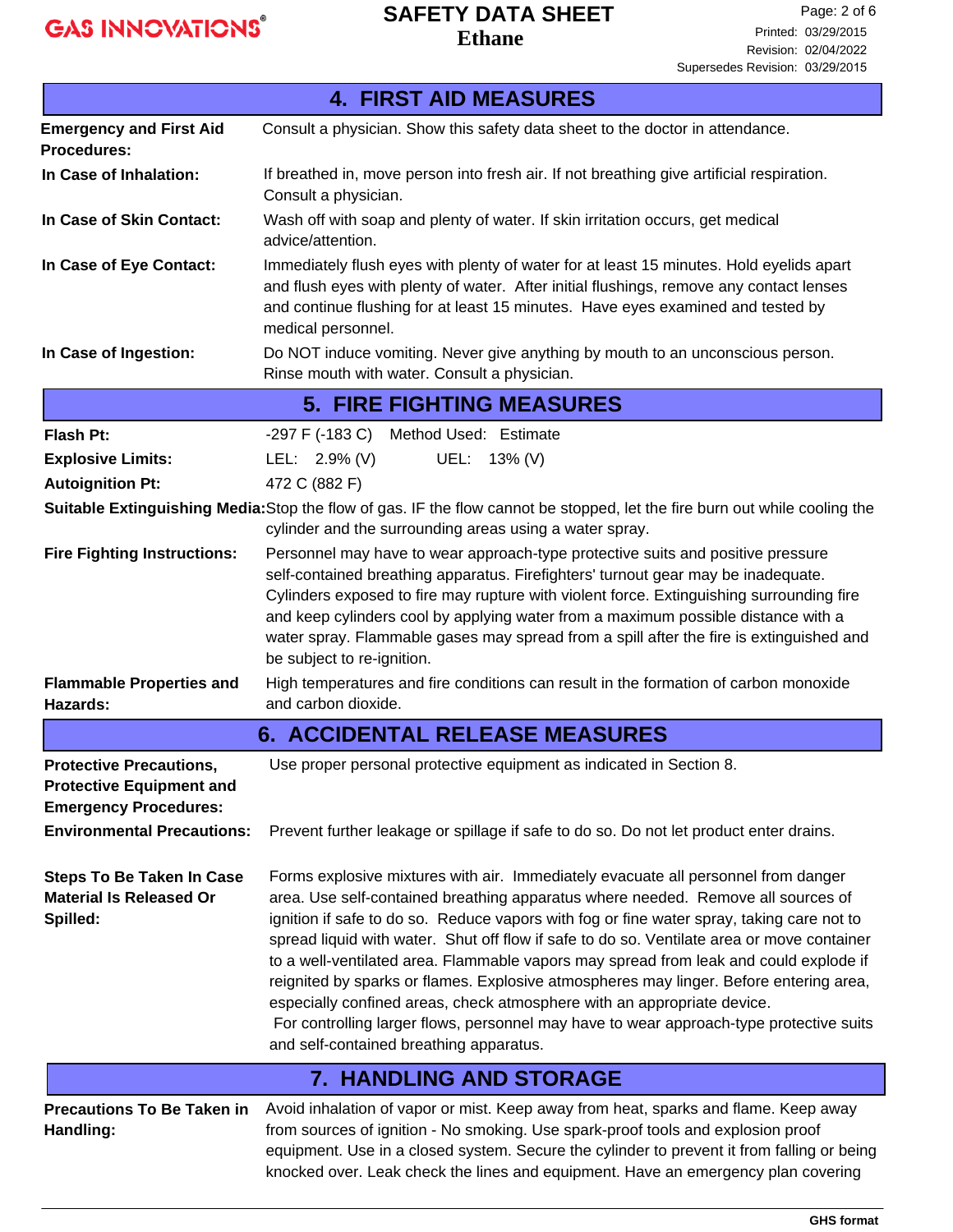## 4. FIRST AID MEASURES

**Emergency and First Aid Procedures:** Consult a physician. Show this safety data sheet to the doctor in attendance.

**In Case of Inhalation:** If breathed in, move person into fresh air. If not breathing give artificial respiration. Consult a physician.

**In Case of Skin Contact:** Wash off with soap and plenty of water. If skin irritation occurs, get medical advice/attention.

**In Case of Eye Contact:** Immediately flush eyes with plenty of water for at least 15 minutes. Hold eyelids apart and flush eyes with plenty of water. After initial flushings, remove any contact lenses and continue flushing for at least 15 minutes. Have eyes examined and tested by medical personnel.

**In Case of Ingestion:** Do NOT induce vomiting. Never give anything by mouth to an unconscious person. Rinse mouth with water. Consult a physician.

## 5. FIRE FIGHTING MEASURES

**Flash Pt:** -297 F (-183 C) Method Used: Estimate

**Explosive Limits:** LEL: 2.9% (V) UEL: 13% (V)

**Autoignition Pt:** 472 C (882 F)

**Suitable Extinguishing Media:** Stop the flow of gas. IF the flow cannot be stopped, let the fire burn out while cooling the cylinder and the surrounding areas using a water spray.

**Fire Fighting Instructions:** Personnel may have to wear approach-type protective suits and positive pressure self-contained breathing apparatus. Firefighters' turnout gear may be inadequate. Cylinders exposed to fire may rupture with violent force. Extinguishing surrounding fire and keep cylinders cool by applying water from a maximum possible distance with a water spray. Flammable gases may spread from a spill after the fire is extinguished and be subject to re-ignition.

**Flammable Properties and Hazards:** High temperatures and fire conditions can result in the formation of carbon monoxide and carbon dioxide.

## 6. ACCIDENTAL RELEASE MEASURES

**Protective Precautions, Protective Equipment and Emergency Procedures:** Use proper personal protective equipment as indicated in Section 8.

**Environmental Precautions:** Prevent further leakage or spillage if safe to do so. Do not let product enter drains.

**Steps To Be Taken In Case Material Is Released Or Spilled:** Forms explosive mixtures with air. Immediately evacuate all personnel from danger area. Use self-contained breathing apparatus where needed. Remove all sources of ignition if safe to do so. Reduce vapors with fog or fine water spray, taking care not to spread liquid with water. Shut off flow if safe to do so. Ventilate area or move container to a well-ventilated area. Flammable vapors may spread from leak and could explode if reignited by sparks or flames. Explosive atmospheres may linger. Before entering area, especially confined areas, check atmosphere with an appropriate device.
For controlling larger flows, personnel may have to wear approach-type protective suits and self-contained breathing apparatus.

## 7. HANDLING AND STORAGE

**Precautions To Be Taken in Handling:** Avoid inhalation of vapor or mist. Keep away from heat, sparks and flame. Keep away from sources of ignition - No smoking. Use spark-proof tools and explosion proof equipment. Use in a closed system. Secure the cylinder to prevent it from falling or being knocked over. Leak check the lines and equipment. Have an emergency plan covering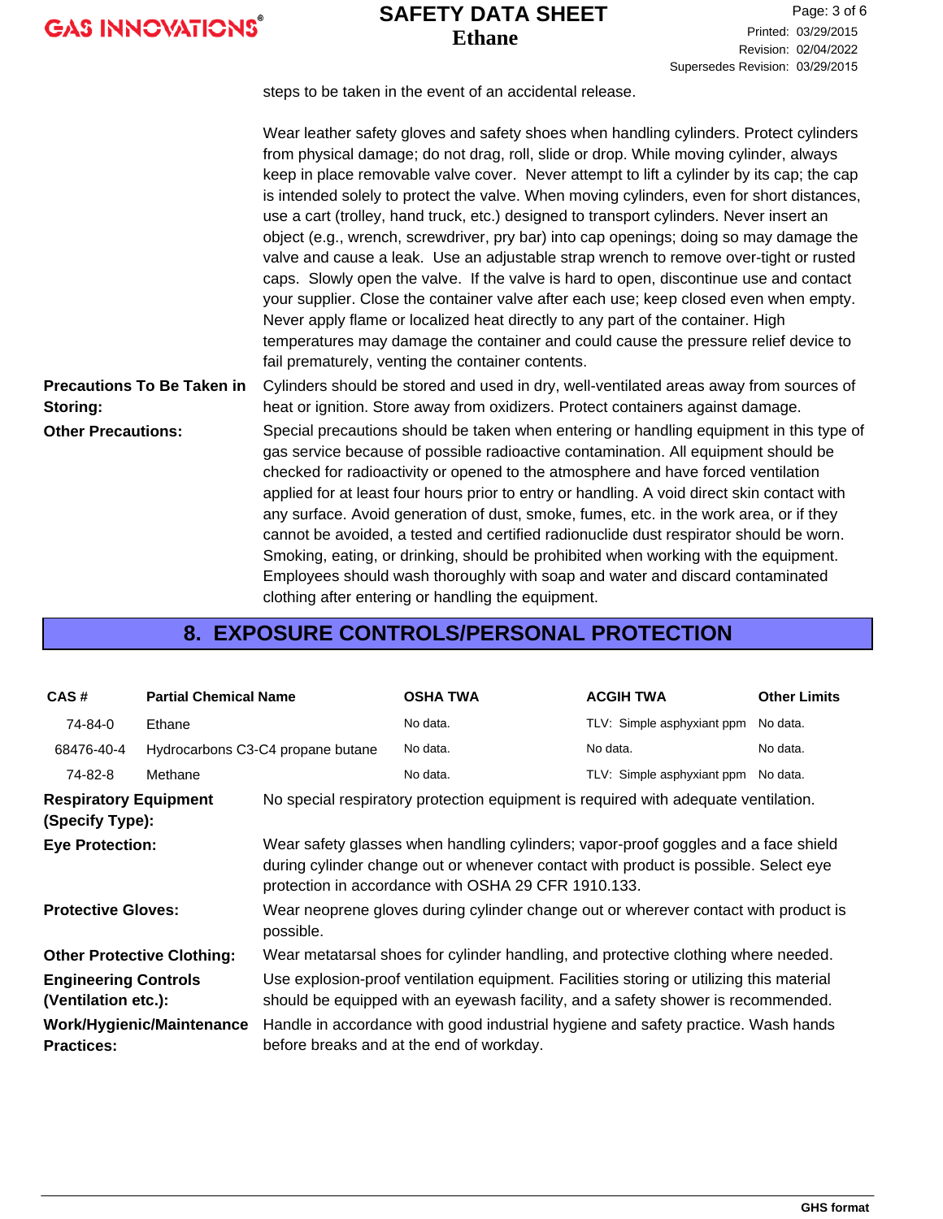steps to be taken in the event of an accidental release.

Wear leather safety gloves and safety shoes when handling cylinders. Protect cylinders from physical damage; do not drag, roll, slide or drop. While moving cylinder, always keep in place removable valve cover. Never attempt to lift a cylinder by its cap; the cap is intended solely to protect the valve. When moving cylinders, even for short distances, use a cart (trolley, hand truck, etc.) designed to transport cylinders. Never insert an object (e.g., wrench, screwdriver, pry bar) into cap openings; doing so may damage the valve and cause a leak. Use an adjustable strap wrench to remove over-tight or rusted caps. Slowly open the valve. If the valve is hard to open, discontinue use and contact your supplier. Close the container valve after each use; keep closed even when empty. Never apply flame or localized heat directly to any part of the container. High temperatures may damage the container and could cause the pressure relief device to fail prematurely, venting the container contents.

**Precautions To Be Taken in Storing:** Cylinders should be stored and used in dry, well-ventilated areas away from sources of heat or ignition. Store away from oxidizers. Protect containers against damage.

**Other Precautions:** Special precautions should be taken when entering or handling equipment in this type of gas service because of possible radioactive contamination. All equipment should be checked for radioactivity or opened to the atmosphere and have forced ventilation applied for at least four hours prior to entry or handling. A void direct skin contact with any surface. Avoid generation of dust, smoke, fumes, etc. in the work area, or if they cannot be avoided, a tested and certified radionuclide dust respirator should be worn. Smoking, eating, or drinking, should be prohibited when working with the equipment. Employees should wash thoroughly with soap and water and discard contaminated clothing after entering or handling the equipment.

## 8. EXPOSURE CONTROLS/PERSONAL PROTECTION

| CAS # | Partial Chemical Name | OSHA TWA | ACGIH TWA | Other Limits |
|---|---|---|---|---|
| 74-84-0 | Ethane | No data. | TLV: Simple asphyxiant ppm | No data. |
| 68476-40-4 | Hydrocarbons C3-C4 propane butane | No data. | No data. | No data. |
| 74-82-8 | Methane | No data. | TLV: Simple asphyxiant ppm | No data. |

**Respiratory Equipment (Specify Type):** No special respiratory protection equipment is required with adequate ventilation.

**Eye Protection:** Wear safety glasses when handling cylinders; vapor-proof goggles and a face shield during cylinder change out or whenever contact with product is possible. Select eye protection in accordance with OSHA 29 CFR 1910.133.

**Protective Gloves:** Wear neoprene gloves during cylinder change out or wherever contact with product is possible.

**Other Protective Clothing:** Wear metatarsal shoes for cylinder handling, and protective clothing where needed.

**Engineering Controls (Ventilation etc.):** Use explosion-proof ventilation equipment. Facilities storing or utilizing this material should be equipped with an eyewash facility, and a safety shower is recommended.

**Work/Hygienic/Maintenance Practices:** Handle in accordance with good industrial hygiene and safety practice. Wash hands before breaks and at the end of workday.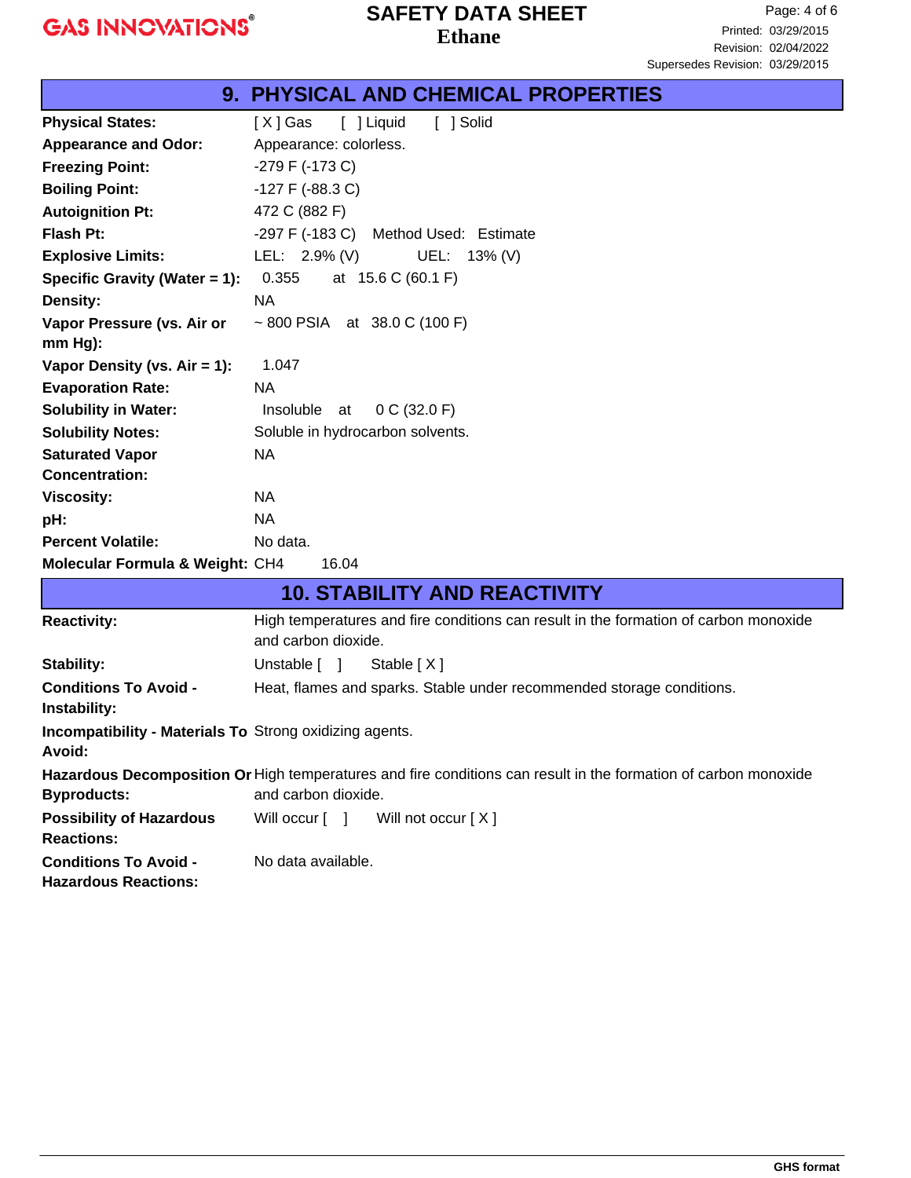## 9. PHYSICAL AND CHEMICAL PROPERTIES

| | |
|---|---|
| **Physical States:** | [ X ] Gas [ ] Liquid [ ] Solid |
| **Appearance and Odor:** | Appearance: colorless. |
| **Freezing Point:** | -279 F (-173 C) |
| **Boiling Point:** | -127 F (-88.3 C) |
| **Autoignition Pt:** | 472 C (882 F) |
| **Flash Pt:** | -297 F (-183 C) Method Used: Estimate |
| **Explosive Limits:** | LEL: 2.9% (V) UEL: 13% (V) |
| **Specific Gravity (Water = 1):** | 0.355 at 15.6 C (60.1 F) |
| **Density:** | NA |
| **Vapor Pressure (vs. Air or mm Hg):** | ~ 800 PSIA at 38.0 C (100 F) |
| **Vapor Density (vs. Air = 1):** | 1.047 |
| **Evaporation Rate:** | NA |
| **Solubility in Water:** | Insoluble at 0 C (32.0 F) |
| **Solubility Notes:** | Soluble in hydrocarbon solvents. |
| **Saturated Vapor Concentration:** | NA |
| **Viscosity:** | NA |
| **pH:** | NA |
| **Percent Volatile:** | No data. |
| **Molecular Formula & Weight:** | $CH_4$ 16.04 |

## 10. STABILITY AND REACTIVITY

| | |
|---|---|
| **Reactivity:** | High temperatures and fire conditions can result in the formation of carbon monoxide and carbon dioxide. |
| **Stability:** | Unstable [ ] Stable [ X ] |
| **Conditions To Avoid - Instability:** | Heat, flames and sparks. Stable under recommended storage conditions. |
| **Incompatibility - Materials To Avoid:** | Strong oxidizing agents. |
| **Hazardous Decomposition Or Byproducts:** | High temperatures and fire conditions can result in the formation of carbon monoxide and carbon dioxide. |
| **Possibility of Hazardous Reactions:** | Will occur [ ] Will not occur [ X ] |
| **Conditions To Avoid - Hazardous Reactions:** | No data available. |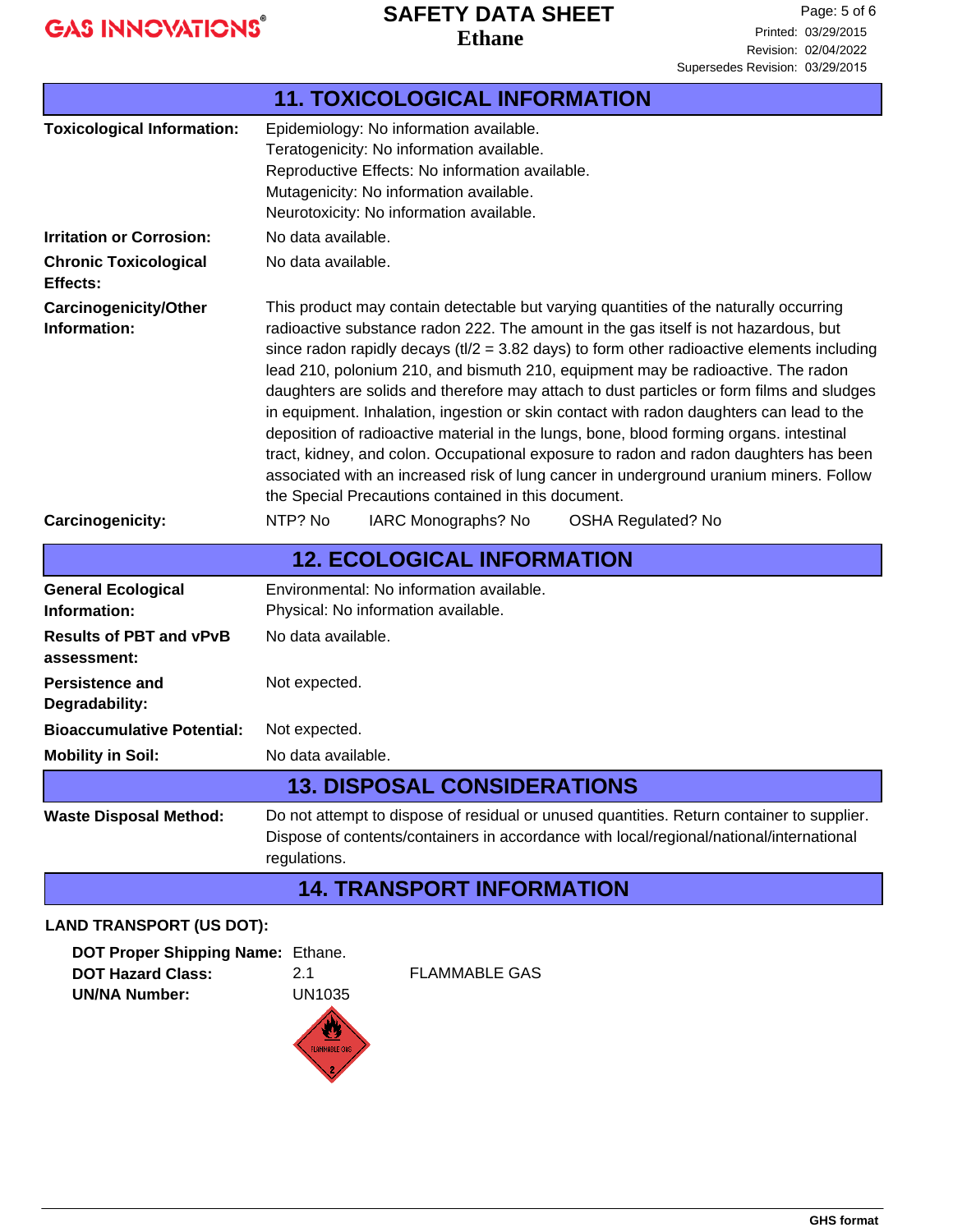## 11. TOXICOLOGICAL INFORMATION

**Toxicological Information:**
Epidemiology: No information available.
Teratogenicity: No information available.
Reproductive Effects: No information available.
Mutagenicity: No information available.
Neurotoxicity: No information available.

**Irritation or Corrosion:** No data available.

**Chronic Toxicological Effects:** No data available.

**Carcinogenicity/Other Information:** This product may contain detectable but varying quantities of the naturally occurring radioactive substance radon 222. The amount in the gas itself is not hazardous, but since radon rapidly decays (tl/2 = 3.82 days) to form other radioactive elements including lead 210, polonium 210, and bismuth 210, equipment may be radioactive. The radon daughters are solids and therefore may attach to dust particles or form films and sludges in equipment. Inhalation, ingestion or skin contact with radon daughters can lead to the deposition of radioactive material in the lungs, bone, blood forming organs. intestinal tract, kidney, and colon. Occupational exposure to radon and radon daughters has been associated with an increased risk of lung cancer in underground uranium miners. Follow the Special Precautions contained in this document.

**Carcinogenicity:** NTP? No IARC Monographs? No OSHA Regulated? No

## 12. ECOLOGICAL INFORMATION

**General Ecological Information:**
Environmental: No information available.
Physical: No information available.

**Results of PBT and vPvB assessment:** No data available.

**Persistence and Degradability:** Not expected.

**Bioaccumulative Potential:** Not expected.

**Mobility in Soil:** No data available.

## 13. DISPOSAL CONSIDERATIONS

**Waste Disposal Method:** Do not attempt to dispose of residual or unused quantities. Return container to supplier. Dispose of contents/containers in accordance with local/regional/national/international regulations.

## 14. TRANSPORT INFORMATION

**LAND TRANSPORT (US DOT):**

**DOT Proper Shipping Name:** Ethane.
**DOT Hazard Class:** 2.1 FLAMMABLE GAS
**UN/NA Number:** UN1035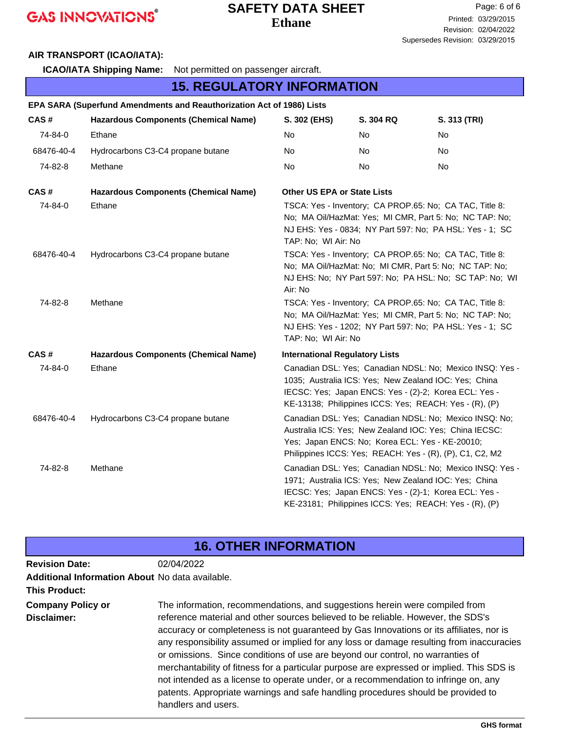**AIR TRANSPORT (ICAO/IATA):**

**ICAO/IATA Shipping Name:** Not permitted on passenger aircraft.

## 15. REGULATORY INFORMATION

**EPA SARA (Superfund Amendments and Reauthorization Act of 1986) Lists**

| CAS # | Hazardous Components (Chemical Name) | S. 302 (EHS) | S. 304 RQ | S. 313 (TRI) |
|---|---|---|---|---|
| 74-84-0 | Ethane | No | No | No |
| 68476-40-4 | Hydrocarbons C3-C4 propane butane | No | No | No |
| 74-82-8 | Methane | No | No | No |

| CAS # | Hazardous Components (Chemical Name) | Other US EPA or State Lists |
|---|---|---|
| 74-84-0 | Ethane | TSCA: Yes - Inventory; CA PROP.65: No; CA TAC, Title 8: No; MA Oil/HazMat: Yes; MI CMR, Part 5: No; NC TAP: No; NJ EHS: Yes - 0834; NY Part 597: No; PA HSL: Yes - 1; SC TAP: No; WI Air: No |
| 68476-40-4 | Hydrocarbons C3-C4 propane butane | TSCA: Yes - Inventory; CA PROP.65: No; CA TAC, Title 8: No; MA Oil/HazMat: No; MI CMR, Part 5: No; NC TAP: No; NJ EHS: No; NY Part 597: No; PA HSL: No; SC TAP: No; WI Air: No |
| 74-82-8 | Methane | TSCA: Yes - Inventory; CA PROP.65: No; CA TAC, Title 8: No; MA Oil/HazMat: Yes; MI CMR, Part 5: No; NC TAP: No; NJ EHS: Yes - 1202; NY Part 597: No; PA HSL: Yes - 1; SC TAP: No; WI Air: No |

| CAS # | Hazardous Components (Chemical Name) | International Regulatory Lists |
|---|---|---|
| 74-84-0 | Ethane | Canadian DSL: Yes; Canadian NDSL: No; Mexico INSQ: Yes - 1035; Australia ICS: Yes; New Zealand IOC: Yes; China IECSC: Yes; Japan ENCS: Yes - (2)-2; Korea ECL: Yes - KE-13138; Philippines ICCS: Yes; REACH: Yes - (R), (P) |
| 68476-40-4 | Hydrocarbons C3-C4 propane butane | Canadian DSL: Yes; Canadian NDSL: No; Mexico INSQ: No; Australia ICS: Yes; New Zealand IOC: Yes; China IECSC: Yes; Japan ENCS: No; Korea ECL: Yes - KE-20010; Philippines ICCS: Yes; REACH: Yes - (R), (P), C1, C2, M2 |
| 74-82-8 | Methane | Canadian DSL: Yes; Canadian NDSL: No; Mexico INSQ: Yes - 1971; Australia ICS: Yes; New Zealand IOC: Yes; China IECSC: Yes; Japan ENCS: Yes - (2)-1; Korea ECL: Yes - KE-23181; Philippines ICCS: Yes; REACH: Yes - (R), (P) |

## 16. OTHER INFORMATION

**Revision Date:** 02/04/2022

**Additional Information About This Product:** No data available.

**Company Policy or Disclaimer:** The information, recommendations, and suggestions herein were compiled from reference material and other sources believed to be reliable. However, the SDS's accuracy or completeness is not guaranteed by Gas Innovations or its affiliates, nor is any responsibility assumed or implied for any loss or damage resulting from inaccuracies or omissions. Since conditions of use are beyond our control, no warranties of merchantability of fitness for a particular purpose are expressed or implied. This SDS is not intended as a license to operate under, or a recommendation to infringe on, any patents. Appropriate warnings and safe handling procedures should be provided to handlers and users.